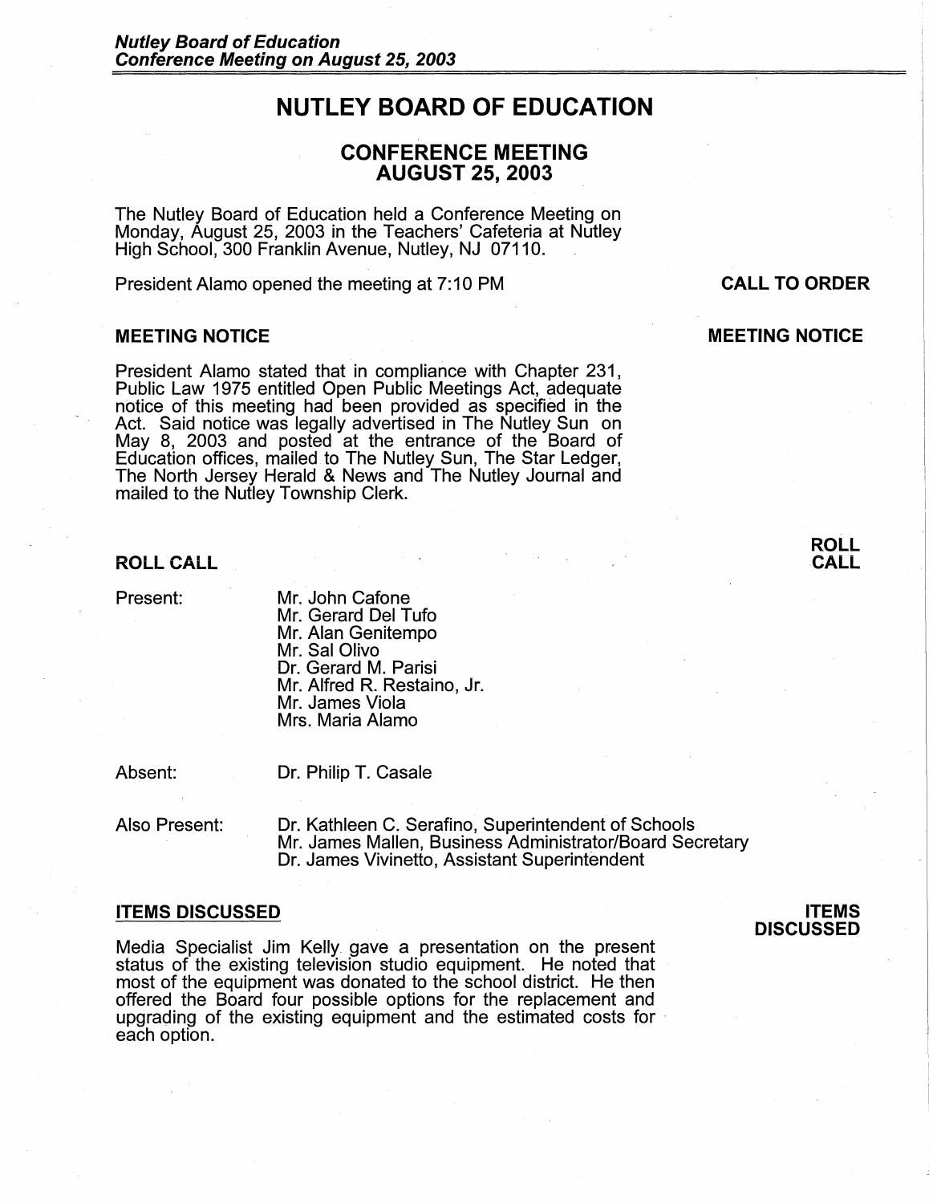# NUTLEY BOARD OF EDUCATION

## CONFERENCE MEETING
## AUGUST 25, 2003

The Nutley Board of Education held a Conference Meeting on Monday, August 25, 2003 in the Teachers' Cafeteria at Nutley High School, 300 Franklin Avenue, Nutley, NJ 07110.

**CALL TO ORDER**

President Alamo opened the meeting at 7:10 PM

### MEETING NOTICE

President Alamo stated that in compliance with Chapter 231, Public Law 1975 entitled Open Public Meetings Act, adequate notice of this meeting had been provided as specified in the Act. Said notice was legally advertised in The Nutley Sun on May 8, 2003 and posted at the entrance of the Board of Education offices, mailed to The Nutley Sun, The Star Ledger, The North Jersey Herald & News and The Nutley Journal and mailed to the Nutley Township Clerk.

### ROLL CALL

Present:
- Mr. John Cafone
- Mr. Gerard Del Tufo
- Mr. Alan Genitempo
- Mr. Sal Olivo
- Dr. Gerard M. Parisi
- Mr. Alfred R. Restaino, Jr.
- Mr. James Viola
- Mrs. Maria Alamo

Absent:
- Dr. Philip T. Casale

Also Present:
- Dr. Kathleen C. Serafino, Superintendent of Schools
- Mr. James Mallen, Business Administrator/Board Secretary
- Dr. James Vivinetto, Assistant Superintendent

### ITEMS DISCUSSED

Media Specialist Jim Kelly gave a presentation on the present status of the existing television studio equipment. He noted that most of the equipment was donated to the school district. He then offered the Board four possible options for the replacement and upgrading of the existing equipment and the estimated costs for each option.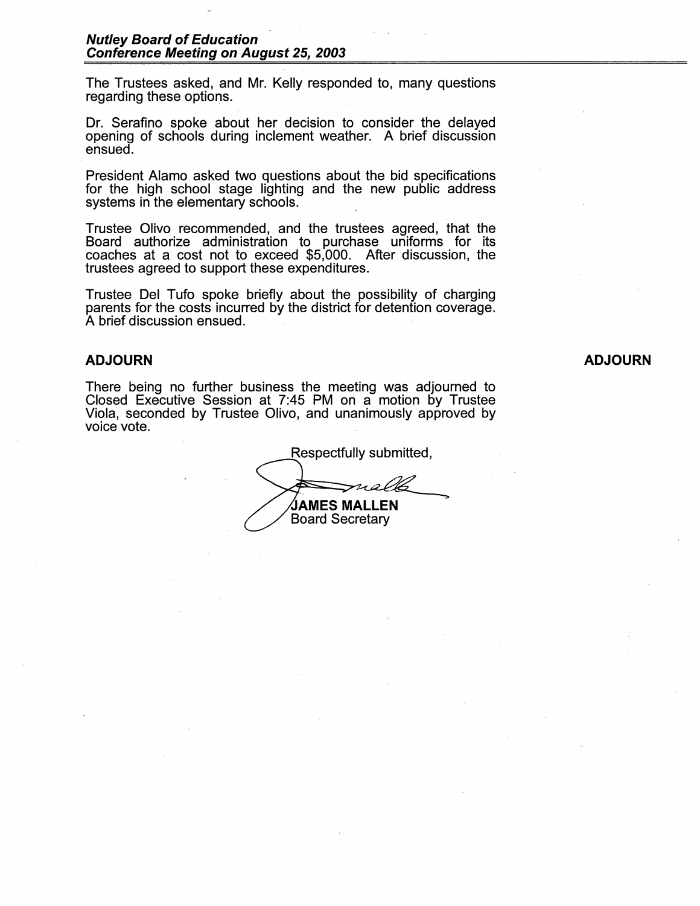The Trustees asked, and Mr. Kelly responded to, many questions regarding these options.

Dr. Serafino spoke about her decision to consider the delayed opening of schools during inclement weather. A brief discussion ensued.

President Alamo asked two questions about the bid specifications for the high school stage lighting and the new public address systems in the elementary schools.

Trustee Olivo recommended, and the trustees agreed, that the Board authorize administration to purchase uniforms for its coaches at a cost not to exceed $5,000. After discussion, the trustees agreed to support these expenditures.

Trustee Del Tufo spoke briefly about the possibility of charging parents for the costs incurred by the district for detention coverage. A brief discussion ensued.

## ADJOURN

ADJOURN

There being no further business the meeting was adjourned to Closed Executive Session at 7:45 PM on a motion by Trustee Viola, seconded by Trustee Olivo, and unanimously approved by voice vote.

Respectfully submitted,

**JAMES MALLEN**
Board Secretary